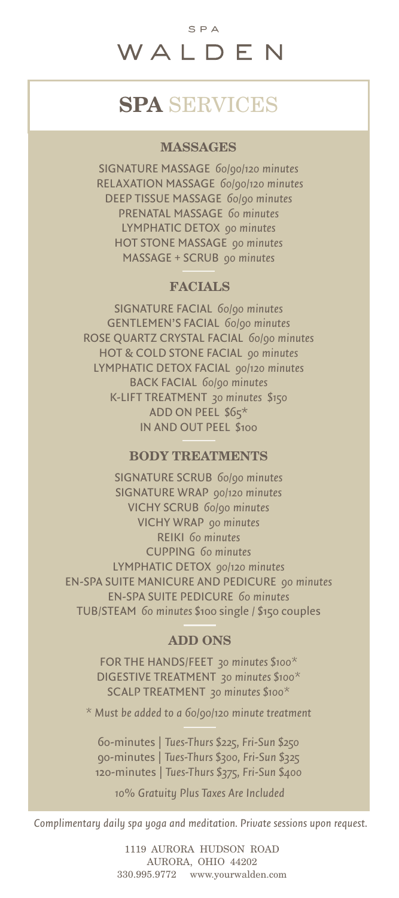SPA

# WALDEN

## **SPA** SERVICES

### MASSAGES

SIGNATURE MASSAGE *60/90/120 minutes*
RELAXATION MASSAGE *60/90/120 minutes*
DEEP TISSUE MASSAGE *60/90 minutes*
PRENATAL MASSAGE *60 minutes*
LYMPHATIC DETOX *90 minutes*
HOT STONE MASSAGE *90 minutes*
MASSAGE + SCRUB *90 minutes*

### FACIALS

SIGNATURE FACIAL *60/90 minutes*
GENTLEMEN'S FACIAL *60/90 minutes*
ROSE QUARTZ CRYSTAL FACIAL *60/90 minutes*
HOT & COLD STONE FACIAL *90 minutes*
LYMPHATIC DETOX FACIAL *90/120 minutes*
BACK FACIAL *60/90 minutes*
K-LIFT TREATMENT *30 minutes* $150
ADD ON PEEL $65*
IN AND OUT PEEL $100

### BODY TREATMENTS

SIGNATURE SCRUB *60/90 minutes*
SIGNATURE WRAP *90/120 minutes*
VICHY SCRUB *60/90 minutes*
VICHY WRAP *90 minutes*
REIKI *60 minutes*
CUPPING *60 minutes*
LYMPHATIC DETOX *90/120 minutes*
EN-SPA SUITE MANICURE AND PEDICURE *90 minutes*
EN-SPA SUITE PEDICURE *60 minutes*
TUB/STEAM *60 minutes* $100 single / $150 couples

### ADD ONS

FOR THE HANDS/FEET *30 minutes* $100*
DIGESTIVE TREATMENT *30 minutes* $100*
SCALP TREATMENT *30 minutes* $100*

*\* Must be added to a 60/90/120 minute treatment*

60-minutes | *Tues-Thurs $225, Fri-Sun $250*
90-minutes | *Tues-Thurs $300, Fri-Sun $325*
120-minutes | *Tues-Thurs $375, Fri-Sun $400*

*10% Gratuity Plus Taxes Are Included*

*Complimentary daily spa yoga and meditation. Private sessions upon request.*

1119 AURORA HUDSON ROAD
AURORA, OHIO 44202
330.995.9772 www.yourwalden.com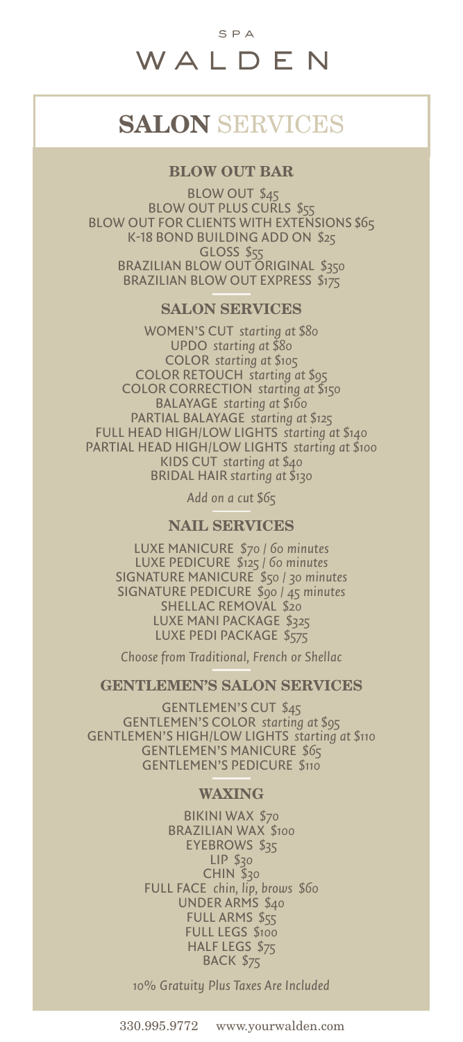SPA

# WALDEN

## SALON SERVICES

### BLOW OUT BAR

BLOW OUT $45
BLOW OUT PLUS CURLS $55
BLOW OUT FOR CLIENTS WITH EXTENSIONS $65
K-18 BOND BUILDING ADD ON $25
GLOSS $55
BRAZILIAN BLOW OUT ORIGINAL $350
BRAZILIAN BLOW OUT EXPRESS $175

### SALON SERVICES

WOMEN'S CUT *starting at $80*
UPDO *starting at $80*
COLOR *starting at $105*
COLOR RETOUCH *starting at $95*
COLOR CORRECTION *starting at $150*
BALAYAGE *starting at $160*
PARTIAL BALAYAGE *starting at $125*
FULL HEAD HIGH/LOW LIGHTS *starting at $140*
PARTIAL HEAD HIGH/LOW LIGHTS *starting at $100*
KIDS CUT *starting at $40*
BRIDAL HAIR *starting at $130*

*Add on a cut $65*

### NAIL SERVICES

LUXE MANICURE *$70 / 60 minutes*
LUXE PEDICURE *$125 / 60 minutes*
SIGNATURE MANICURE *$50 / 30 minutes*
SIGNATURE PEDICURE *$90 / 45 minutes*
SHELLAC REMOVAL $20
LUXE MANI PACKAGE $325
LUXE PEDI PACKAGE $575

*Choose from Traditional, French or Shellac*

### GENTLEMEN'S SALON SERVICES

GENTLEMEN'S CUT $45
GENTLEMEN'S COLOR *starting at $95*
GENTLEMEN'S HIGH/LOW LIGHTS *starting at $110*
GENTLEMEN'S MANICURE $65
GENTLEMEN'S PEDICURE $110

### WAXING

BIKINI WAX $70
BRAZILIAN WAX $100
EYEBROWS $35
LIP $30
CHIN $30
FULL FACE *chin, lip, brows* $60
UNDER ARMS $40
FULL ARMS $55
FULL LEGS $100
HALF LEGS $75
BACK $75

*10% Gratuity Plus Taxes Are Included*

330.995.9772 www.yourwalden.com